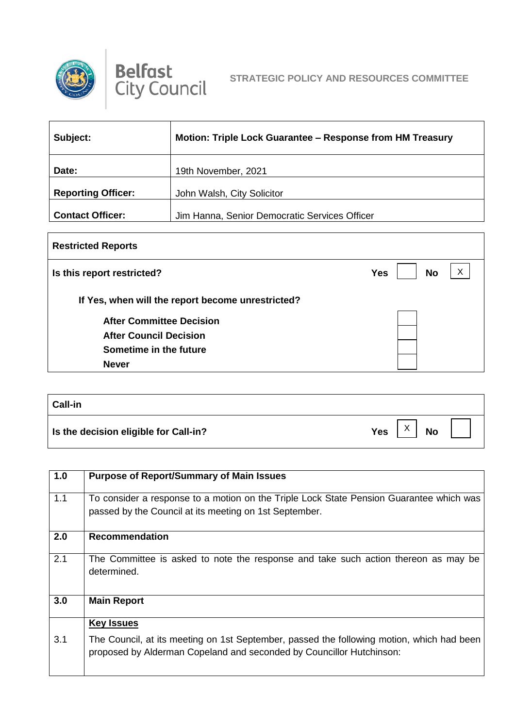**Belfast City Council**

**STRATEGIC POLICY AND RESOURCES COMMITTEE**

| **Subject:** | **Motion: Triple Lock Guarantee – Response from HM Treasury** |
|---|---|
| **Date:** | 19th November, 2021 |
| **Reporting Officer:** | John Walsh, City Solicitor |
| **Contact Officer:** | Jim Hanna, Senior Democratic Services Officer |

| **Restricted Reports** | | | | |
|---|---|---|---|---|
| **Is this report restricted?** | **Yes** | | **No** | X |
| **If Yes, when will the report become unrestricted?** | | | | |
| **After Committee Decision** | | | | |
| **After Council Decision** | | | | |
| **Sometime in the future** | | | | |
| **Never** | | | | |

| **Call-in** | | | | |
|---|---|---|---|---|
| **Is the decision eligible for Call-in?** | **Yes** | X | **No** | |

| **1.0** | **Purpose of Report/Summary of Main Issues** |
|---|---|
| 1.1 | To consider a response to a motion on the Triple Lock State Pension Guarantee which was passed by the Council at its meeting on 1st September. |
| **2.0** | **Recommendation** |
| 2.1 | The Committee is asked to note the response and take such action thereon as may be determined. |
| **3.0** | **Main Report** |
| | **Key Issues** |
| 3.1 | The Council, at its meeting on 1st September, passed the following motion, which had been proposed by Alderman Copeland and seconded by Councillor Hutchinson: |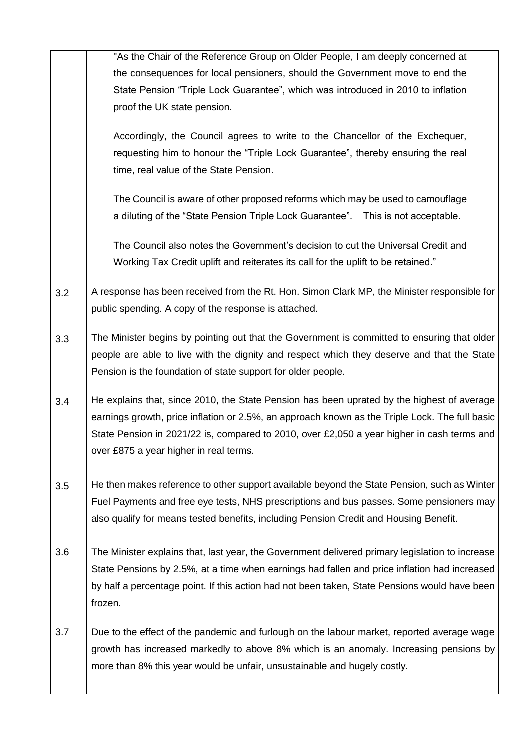"As the Chair of the Reference Group on Older People, I am deeply concerned at the consequences for local pensioners, should the Government move to end the State Pension "Triple Lock Guarantee", which was introduced in 2010 to inflation proof the UK state pension.

Accordingly, the Council agrees to write to the Chancellor of the Exchequer, requesting him to honour the "Triple Lock Guarantee", thereby ensuring the real time, real value of the State Pension.

The Council is aware of other proposed reforms which may be used to camouflage a diluting of the "State Pension Triple Lock Guarantee". This is not acceptable.

The Council also notes the Government's decision to cut the Universal Credit and Working Tax Credit uplift and reiterates its call for the uplift to be retained."

3.2 A response has been received from the Rt. Hon. Simon Clark MP, the Minister responsible for public spending. A copy of the response is attached.

3.3 The Minister begins by pointing out that the Government is committed to ensuring that older people are able to live with the dignity and respect which they deserve and that the State Pension is the foundation of state support for older people.

3.4 He explains that, since 2010, the State Pension has been uprated by the highest of average earnings growth, price inflation or 2.5%, an approach known as the Triple Lock. The full basic State Pension in 2021/22 is, compared to 2010, over £2,050 a year higher in cash terms and over £875 a year higher in real terms.

3.5 He then makes reference to other support available beyond the State Pension, such as Winter Fuel Payments and free eye tests, NHS prescriptions and bus passes. Some pensioners may also qualify for means tested benefits, including Pension Credit and Housing Benefit.

3.6 The Minister explains that, last year, the Government delivered primary legislation to increase State Pensions by 2.5%, at a time when earnings had fallen and price inflation had increased by half a percentage point. If this action had not been taken, State Pensions would have been frozen.

3.7 Due to the effect of the pandemic and furlough on the labour market, reported average wage growth has increased markedly to above 8% which is an anomaly. Increasing pensions by more than 8% this year would be unfair, unsustainable and hugely costly.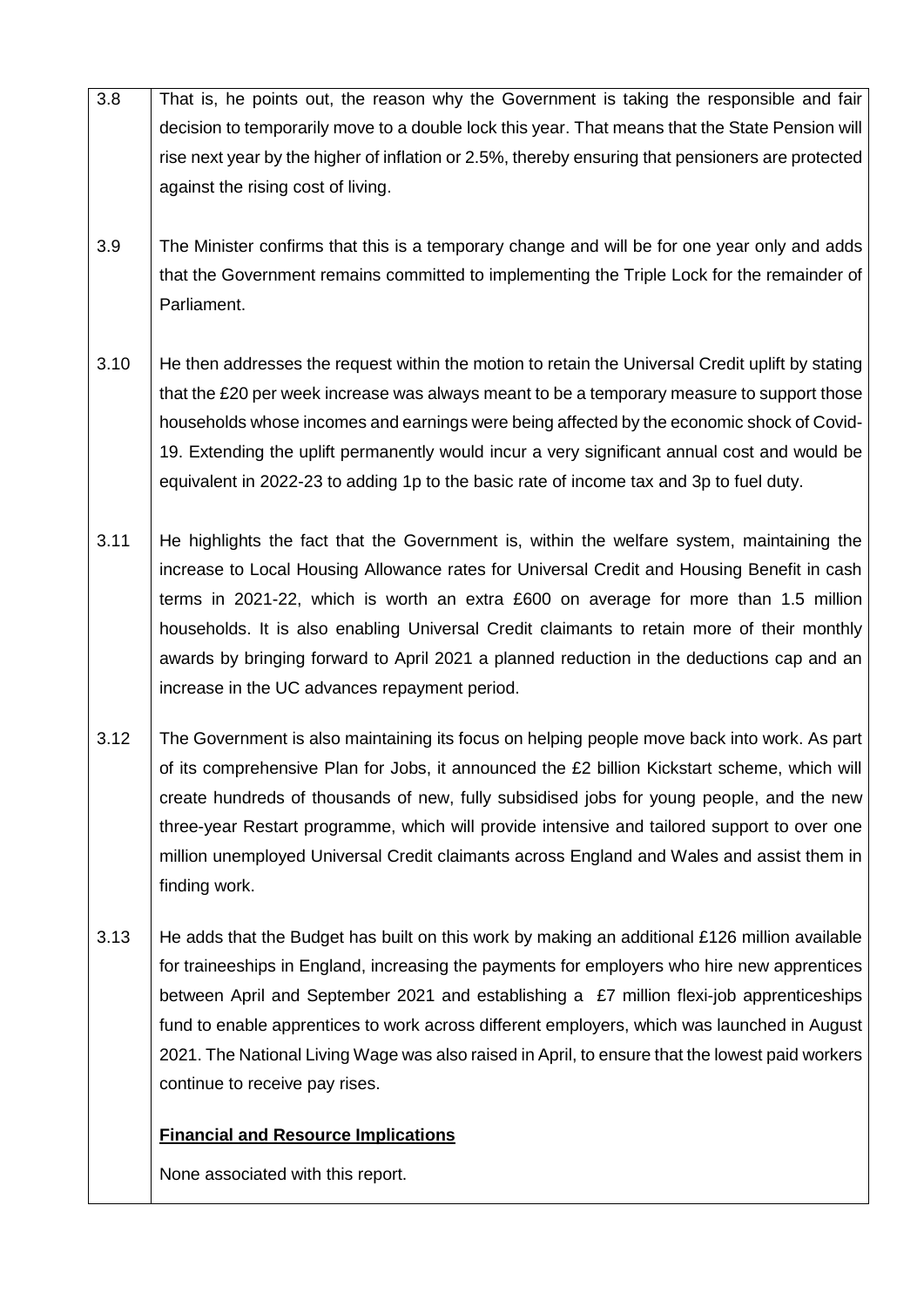| | |
|---|---|
| 3.8 | That is, he points out, the reason why the Government is taking the responsible and fair decision to temporarily move to a double lock this year. That means that the State Pension will rise next year by the higher of inflation or 2.5%, thereby ensuring that pensioners are protected against the rising cost of living. |
| 3.9 | The Minister confirms that this is a temporary change and will be for one year only and adds that the Government remains committed to implementing the Triple Lock for the remainder of Parliament. |
| 3.10 | He then addresses the request within the motion to retain the Universal Credit uplift by stating that the £20 per week increase was always meant to be a temporary measure to support those households whose incomes and earnings were being affected by the economic shock of Covid-19. Extending the uplift permanently would incur a very significant annual cost and would be equivalent in 2022-23 to adding 1p to the basic rate of income tax and 3p to fuel duty. |
| 3.11 | He highlights the fact that the Government is, within the welfare system, maintaining the increase to Local Housing Allowance rates for Universal Credit and Housing Benefit in cash terms in 2021-22, which is worth an extra £600 on average for more than 1.5 million households. It is also enabling Universal Credit claimants to retain more of their monthly awards by bringing forward to April 2021 a planned reduction in the deductions cap and an increase in the UC advances repayment period. |
| 3.12 | The Government is also maintaining its focus on helping people move back into work. As part of its comprehensive Plan for Jobs, it announced the £2 billion Kickstart scheme, which will create hundreds of thousands of new, fully subsidised jobs for young people, and the new three-year Restart programme, which will provide intensive and tailored support to over one million unemployed Universal Credit claimants across England and Wales and assist them in finding work. |
| 3.13 | He adds that the Budget has built on this work by making an additional £126 million available for traineeships in England, increasing the payments for employers who hire new apprentices between April and September 2021 and establishing a £7 million flexi-job apprenticeships fund to enable apprentices to work across different employers, which was launched in August 2021. The National Living Wage was also raised in April, to ensure that the lowest paid workers continue to receive pay rises.<br><br>**Financial and Resource Implications**<br><br>None associated with this report. |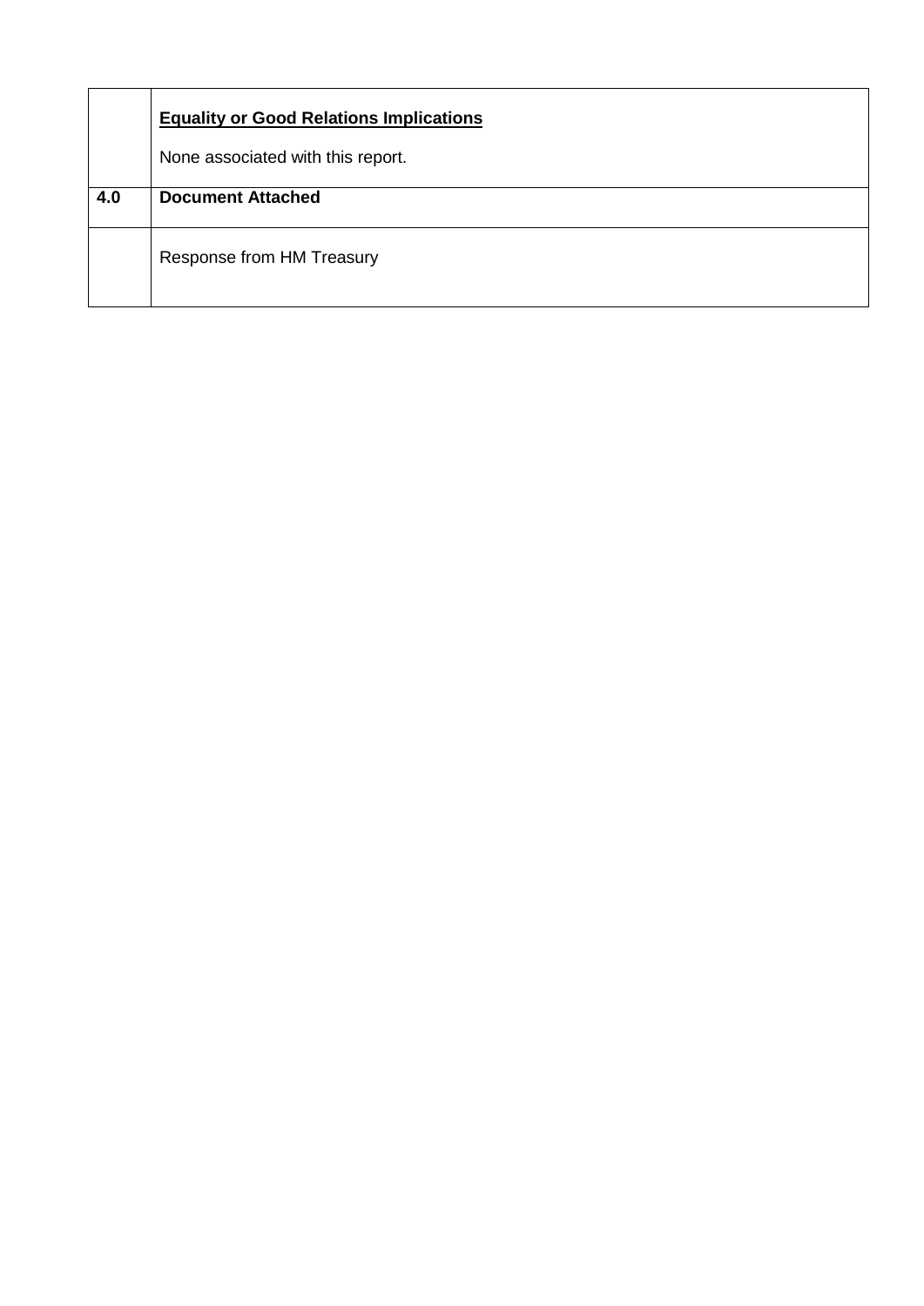| | |
|---|---|
| | **Equality or Good Relations Implications**<br><br>None associated with this report. |
| **4.0** | **Document Attached** |
| | Response from HM Treasury |